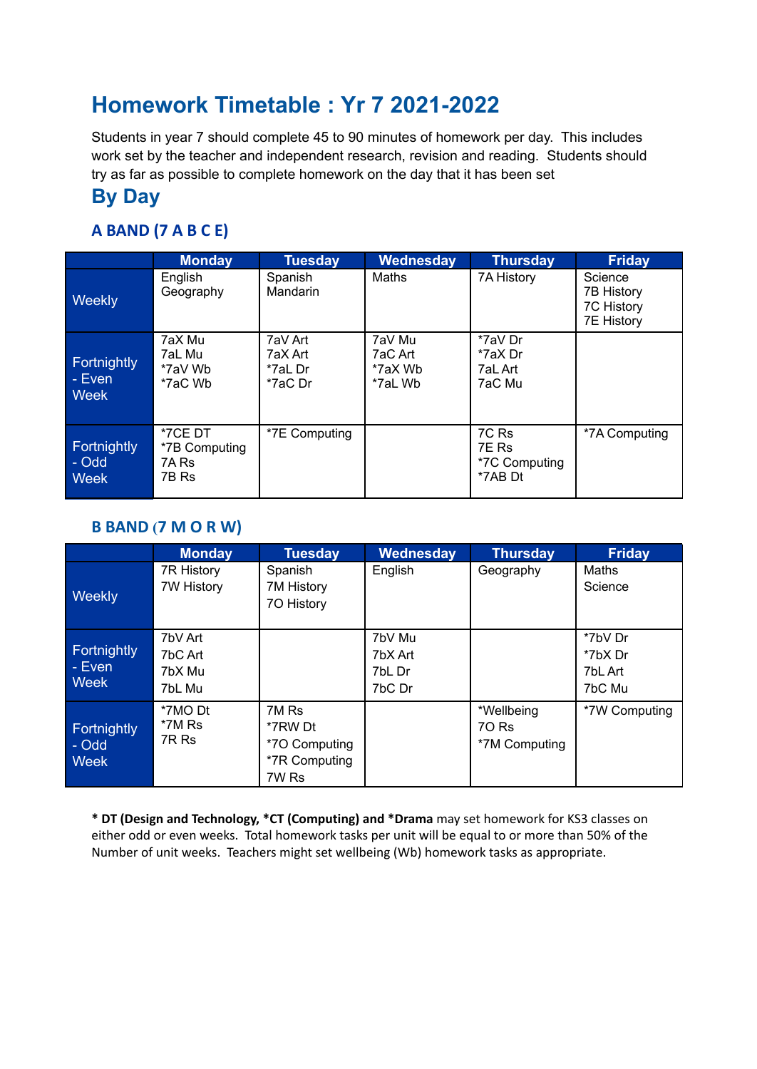# Homework Timetable : Yr 7 2021-2022

Students in year 7 should complete 45 to 90 minutes of homework per day. This includes work set by the teacher and independent research, revision and reading. Students should try as far as possible to complete homework on the day that it has been set

## By Day

### A BAND (7 A B C E)

| | Monday | Tuesday | Wednesday | Thursday | Friday |
|---|---|---|---|---|---|
| Weekly | English<br>Geography | Spanish<br>Mandarin | Maths | 7A History | Science<br>7B History<br>7C History<br>7E History |
| Fortnightly - Even Week | 7aX Mu<br>7aL Mu<br>*7aV Wb<br>*7aC Wb | 7aV Art<br>7aX Art<br>*7aL Dr<br>*7aC Dr | 7aV Mu<br>7aC Art<br>*7aX Wb<br>*7aL Wb | *7aV Dr<br>*7aX Dr<br>7aL Art<br>7aC Mu | |
| Fortnightly - Odd Week | *7CE DT<br>*7B Computing<br>7A Rs<br>7B Rs | *7E Computing | | 7C Rs<br>7E Rs<br>*7C Computing<br>*7AB Dt | *7A Computing |

### B BAND (7 M O R W)

| | Monday | Tuesday | Wednesday | Thursday | Friday |
|---|---|---|---|---|---|
| Weekly | 7R History<br>7W History | Spanish<br>7M History<br>7O History | English | Geography | Maths<br>Science |
| Fortnightly - Even Week | 7bV Art<br>7bC Art<br>7bX Mu<br>7bL Mu | | 7bV Mu<br>7bX Art<br>7bL Dr<br>7bC Dr | | *7bV Dr<br>*7bX Dr<br>7bL Art<br>7bC Mu |
| Fortnightly - Odd Week | *7MO Dt<br>*7M Rs<br>7R Rs | 7M Rs<br>*7RW Dt<br>*7O Computing<br>*7R Computing<br>7W Rs | | *Wellbeing<br>7O Rs<br>*7M Computing | *7W Computing |

**\* DT (Design and Technology, *CT (Computing) and *Drama** may set homework for KS3 classes on either odd or even weeks. Total homework tasks per unit will be equal to or more than 50% of the Number of unit weeks. Teachers might set wellbeing (Wb) homework tasks as appropriate.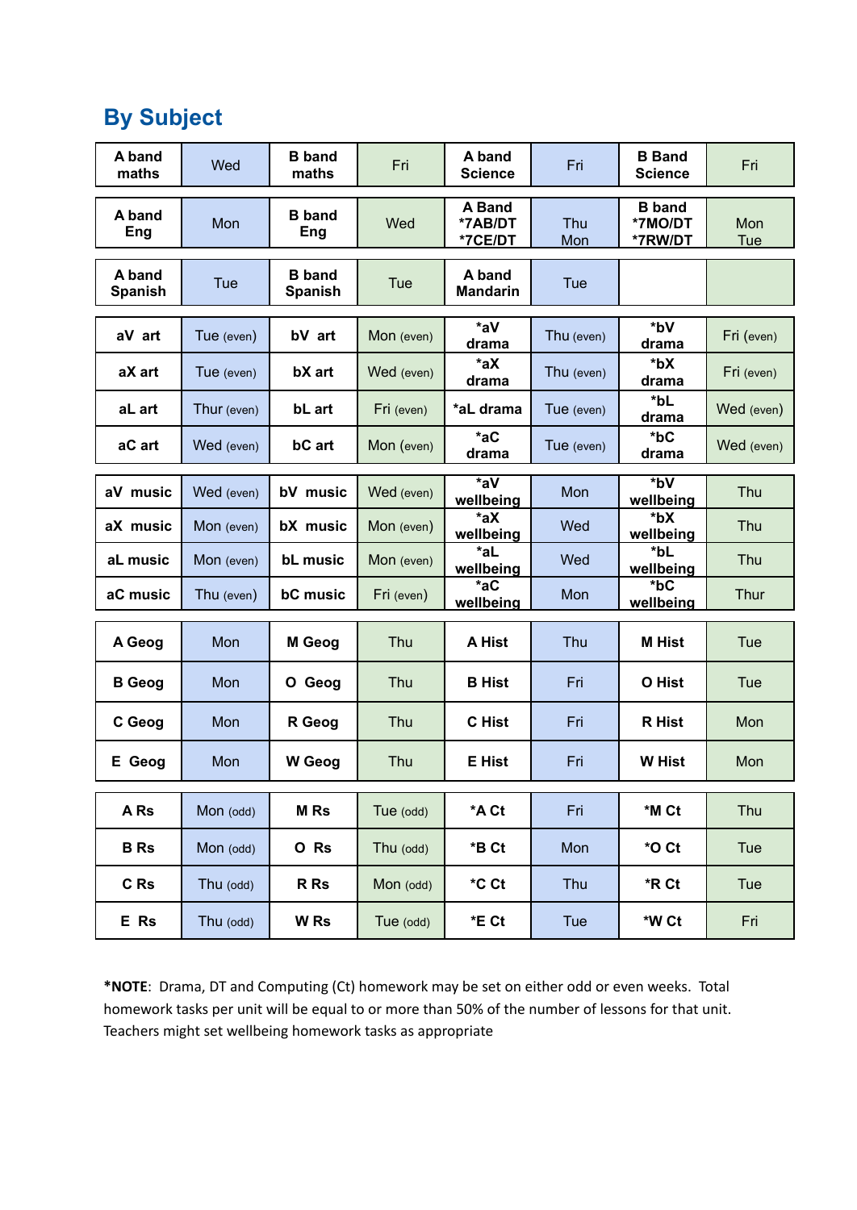## By Subject

| | | | | | | | |
|---|---|---|---|---|---|---|---|
| **A band maths** | Wed | **B band maths** | Fri | **A band Science** | Fri | **B Band Science** | Fri |
| **A band Eng** | Mon | **B band Eng** | Wed | **A Band *7AB/DT *7CE/DT** | Thu Mon | **B band *7MO/DT *7RW/DT** | Mon Tue |
| **A band Spanish** | Tue | **B band Spanish** | Tue | **A band Mandarin** | Tue | | |
| **aV art** | Tue (even) | **bV art** | Mon (even) | ***aV drama** | Thu (even) | ***bV drama** | Fri (even) |
| **aX art** | Tue (even) | **bX art** | Wed (even) | ***aX drama** | Thu (even) | ***bX drama** | Fri (even) |
| **aL art** | Thur (even) | **bL art** | Fri (even) | ***aL drama** | Tue (even) | ***bL drama** | Wed (even) |
| **aC art** | Wed (even) | **bC art** | Mon (even) | ***aC drama** | Tue (even) | ***bC drama** | Wed (even) |
| **aV music** | Wed (even) | **bV music** | Wed (even) | ***aV wellbeing** | Mon | ***bV wellbeing** | Thu |
| **aX music** | Mon (even) | **bX music** | Mon (even) | ***aX wellbeing** | Wed | ***bX wellbeing** | Thu |
| **aL music** | Mon (even) | **bL music** | Mon (even) | ***aL wellbeing** | Wed | ***bL wellbeing** | Thu |
| **aC music** | Thu (even) | **bC music** | Fri (even) | ***aC wellbeing** | Mon | ***bC wellbeing** | Thur |
| **A Geog** | Mon | **M Geog** | Thu | **A Hist** | Thu | **M Hist** | Tue |
| **B Geog** | Mon | **O Geog** | Thu | **B Hist** | Fri | **O Hist** | Tue |
| **C Geog** | Mon | **R Geog** | Thu | **C Hist** | Fri | **R Hist** | Mon |
| **E Geog** | Mon | **W Geog** | Thu | **E Hist** | Fri | **W Hist** | Mon |
| **A Rs** | Mon (odd) | **M Rs** | Tue (odd) | ***A Ct** | Fri | ***M Ct** | Thu |
| **B Rs** | Mon (odd) | **O Rs** | Thu (odd) | ***B Ct** | Mon | ***O Ct** | Tue |
| **C Rs** | Thu (odd) | **R Rs** | Mon (odd) | ***C Ct** | Thu | ***R Ct** | Tue |
| **E Rs** | Thu (odd) | **W Rs** | Tue (odd) | ***E Ct** | Tue | ***W Ct** | Fri |

***NOTE**: Drama, DT and Computing (Ct) homework may be set on either odd or even weeks. Total homework tasks per unit will be equal to or more than 50% of the number of lessons for that unit. Teachers might set wellbeing homework tasks as appropriate